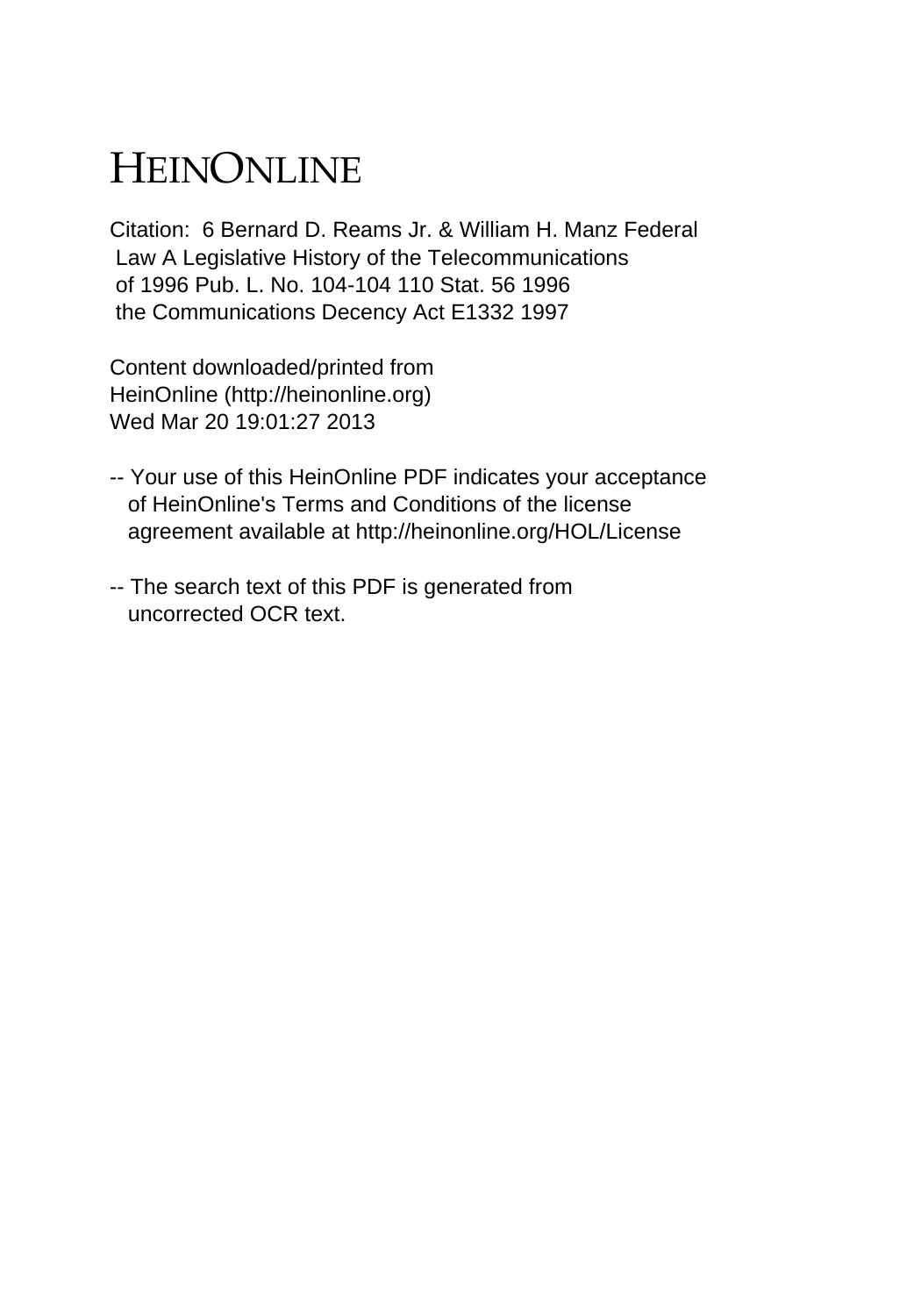# HEINONLINE

Citation: 6 Bernard D. Reams Jr. & William H. Manz Federal Law A Legislative History of the Telecommunications of 1996 Pub. L. No. 104-104 110 Stat. 56 1996 the Communications Decency Act E1332 1997

Content downloaded/printed from HeinOnline (http://heinonline.org) Wed Mar 20 19:01:27 2013

-- Your use of this HeinOnline PDF indicates your acceptance of HeinOnline's Terms and Conditions of the license agreement available at http://heinonline.org/HOL/License

-- The search text of this PDF is generated from uncorrected OCR text.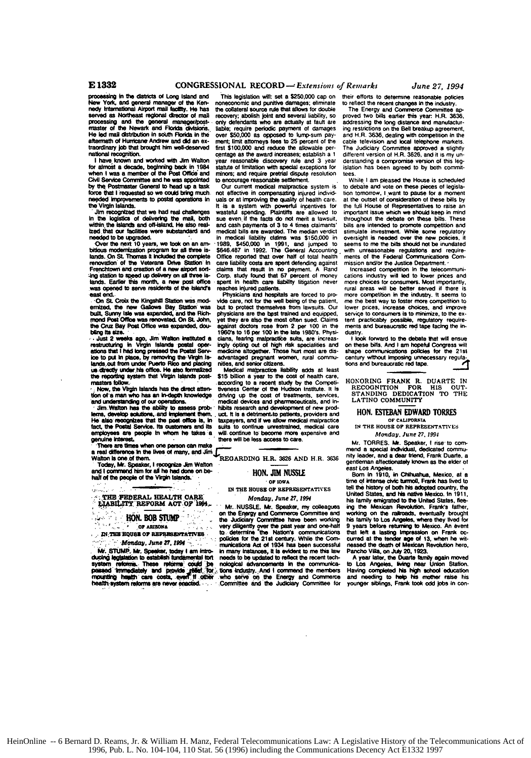processing in the districts of Long Island and New York, and general manager of the Kennedy International Airport mail facility. He has served as Northeast regional director of mail processing and the general manager/postmaster of the Newark and Florida divisions. He led mail distribution in south Florida in the aftermath of Hurricane Andrew and did an extraordinary job that brought him well-deserved national recognition.

I have known and worked with Jim Walton for almost a decade, beginning back in 1984 when I was a member of the Post Office and Civil Service Committee and he was appointed by the Postmaster General to head up a task force that I requested so we could bring much needed improvements to postal operations in the Virgin Islands.

Jim recognized that we had real challenges in the logistics of delivering the mail, both within the islands and off-island. He also realized that our facilities were substandard and needed to be upgraded.

Over the next 10 years, we took on an ambitious modernization program for all three islands. On St. Thomas it included the complete renovation of the Veterans Drive Station in Frenchtown and creation of a new airport sorting station to speed up delivery on all three islands. Earlier this month, a new post office was opened to serve residents of the island's east end.

On St. Croix the Kingshill Station was modernized, the new Gallows Bay Station was built, Sunny Isle was expanded, and the Richmond Post Office was renovated. On St. John, the Cruz Bay Post Office was expanded, doubling its size.

Just 2 weeks ago, Jim Walton instituted a restructuring in Virgin Islands postal operations that I had long pressed the Postal Service to put in place, by removing the Virgin Islands out from under Puerto Rico and placing us directly under his office. He also formalized the reporting system that Virgin Islands postmasters follow.

Now, the Virgin Islands has the direct attention of a man who has an in-depth knowledge and understanding of our operations.

Jim Walton has the ability to assess problems, develop solutions, and implement them. He also recognizes that the post office is, in fact, the Postal Service. Its customers and its employees are people in whom he takes a genuine interest.

There are times when one person can make a real difference in the lives of many, and Jim Walton is one of them.

Today, Mr. Speaker, I recognize Jim Walton and I commend him for all he had done on behalf of the people of the Virgin Islands.

---

## THE FEDERAL HEALTH CARE LIABILITY REFORM ACT OF 1994

### HON. BOB STUMP
OF ARIZONA
IN THE HOUSE OF REPRESENTATIVES
*Monday, June 27, 1994*

Mr. STUMP. Mr. Speaker, today I am introducing legislation to establish fundamental tort system reforms. These reforms could be passed immediately and provide relief for mounting health care costs, even if other health system reforms are never enacted.

This legislation will: set a $250,000 cap on noneconomic and punitive damages; eliminate the collateral source rule that allows for double recovery; abolish joint and several liability, so only defendants who are actually at fault are liable; require periodic payment of damages over $50,000 as opposed to lump-sum payment; limit attorneys fees to 25 percent of the first $100,000 and reduce the allowable percentage as the award increases; establish a 1 year reasonable discovery rule and 3 year statute of limitation with special exceptions for minors; and require pretrial dispute resolution to encourage reasonable settlement.

Our current medical malpractice system is not effective in compensating injured individuals or at improving the quality of health care. It is a system with powerful incentives for wasteful spending. Plaintiffs are allowed to sue even if the facts do not merit a lawsuit, and cash payments of 3 to 4 times claimants' medical bills are awarded. The median verdict in medical liability claims was $150,000 in 1989, $450,000 in 1991, and jumped to $646,487 in 1992. The General Accounting Office reported that over half of total health care liability costs are spent defending against claims that result in no payment. A Rand Corp. study found that 57 percent of money spent in health care liability litigation never reaches injured patients.

Physicians and hospitals are forced to provide care, not for the well being of the patient, but to protect themselves from lawsuits. Our physicians are the best trained and equipped, yet they are also the most often sued. Claims against doctors rose from 2 per 100 in the 1960's to 16 per 100 in the late 1980's. Physicians, fearing malpractice suits, are increasingly opting out of high risk specialities and medicine altogether. Those hurt most are disadvantaged pregnant women, rural communities, and senior citizens.

Medical malpractice liability adds at least $15 billion a year to the cost of health care, according to a recent study by the Competitiveness Center of the Hudson Institute. It is driving up the cost of treatments, services, medical devices and pharmaceuticals, and inhibits research and development of new product. It is a detriment to patients, providers and taxpayers, and if we allow medical malpractice suits to continue unrestrained, medical care will continue to become more expensive and there will be less access to care.

---

## REGARDING H.R. 3626 AND H.R. 3636

### HON. JIM NUSSLE
OF IOWA
IN THE HOUSE OF REPRESENTATIVES
*Monday, June 27, 1994*

Mr. NUSSLE. Mr. Speaker, my colleagues on the Energy and Commerce Committee and the Judiciary Committee have been working very diligently over the past year and one-half to determine the Nation's communications policies for the 21st century. While the Communications Act of 1934 has been successful in many instances, it is evident to me this law needs to be updated to reflect the recent technological advancements in the communications industry. And I commend the members who serve on the Energy and Commerce Committee and the Judiciary Committee for their efforts to determine reasonable policies to reflect the recent changes in the industry.

The Energy and Commerce Committee approved two bills earlier this year: H.R. 3636, addressing the long distance and manufacturing restrictions on the Bell breakup agreement, and H.R. 3636, dealing with competition in the cable television and local telephone markets. The Judiciary Committee approved a slightly different version of H.R. 3626, and it is my understanding a compromise version of this legislation has been agreed to by both committees.

While I am pleased the House is scheduled to debate and vote on these pieces of legislation tomorrow, I want to pause for a moment at the outset of consideration of these bills by the full House of Representatives to raise an important issue which we should keep in mind throughout the debate on these bills. These bills are intended to promote competition and stimulate investment. While some regulatory oversight is needed over the new policies, it seems to me the bills should not be inundated with unreasonable regulations and requirements of the Federal Communications Commission and/or the Justice Department.

Increased competition in the telecommunications industry will led to lower prices and more choices for consumers. Most importantly, rural areas will be better served if there is more competition in the industry. It seems to me the best way to foster more competition to lower prices, increase choices, and improve service to consumers is to minimize, to the extent practicably possible, regulatory requirements and bureaucratic red tape facing the industry.

I look forward to the debate that will ensue on these bills. And I am hopeful Congress will shape communications policies for the 21st century without imposing unnecessary regulations and bureaucratic red tape.

---

## HONORING FRANK R. DUARTE IN RECOGNITION FOR HIS OUTSTANDING DEDICATION TO THE LATINO COMMUNITY

### HON. ESTEBAN EDWARD TORRES
OF CALIFORNIA
IN THE HOUSE OF REPRESENTATIVES
*Monday, June 27, 1994*

Mr. TORRES. Mr. Speaker, I rise to commend a special individual, dedicated community leader, and a dear friend, Frank Duarte, a gentleman affectionately known as the elder of east Los Angeles.

Born in 1910, in Chihuahua, Mexico, at a time of intense civic turmoil, Frank has lived to tell the history of both his adopted country, the United States, and his native Mexico. In 1911, his family emigrated to the United States, fleeing the Mexican Revolution. Frank's father, working on the railroads, eventually brought his family to Los Angeles, where they lived for 9 years before returning to Mexico. An event that left a lasting impression on Frank occurred at the tender age of 13, when he witnessed the death of Mexican Revolution hero, Pancho Villa, on July 20, 1923.

A year later, the Duarte family again moved to Los Angeles, living near Union Station. Having completed his high school education and needing to help his mother raise his younger siblings, Frank took odd jobs in con-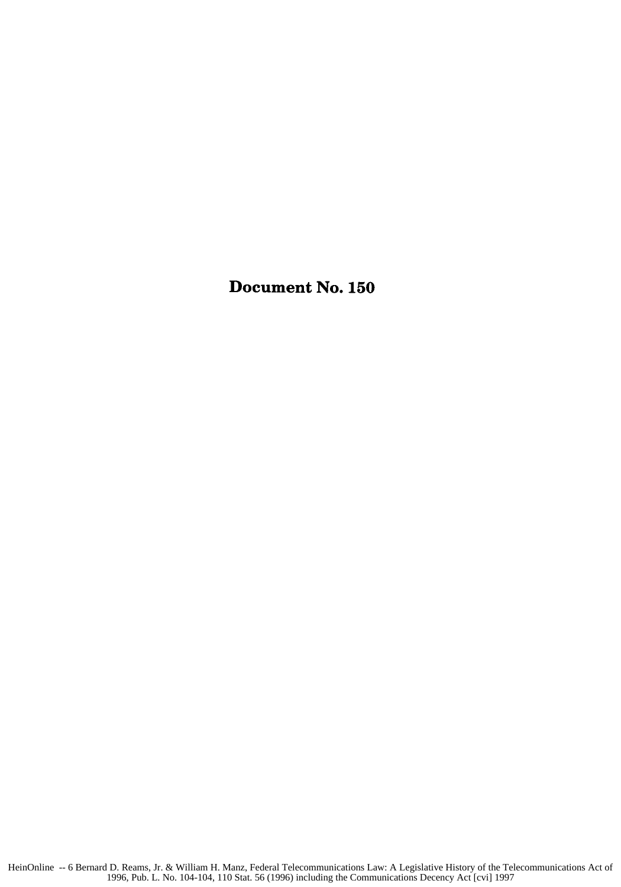# Document No. 150